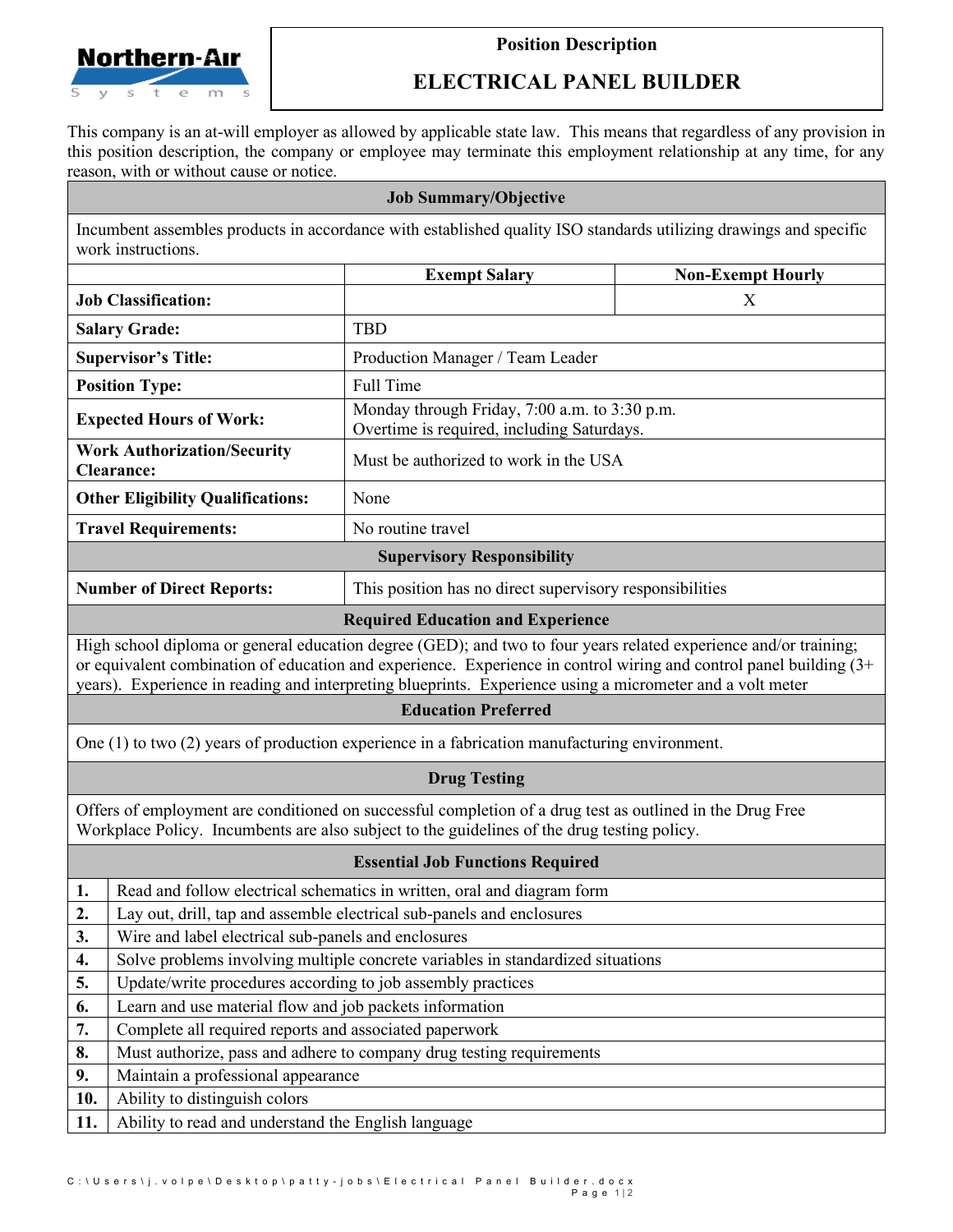Northern-Air Systems

**Position Description**

# ELECTRICAL PANEL BUILDER

This company is an at-will employer as allowed by applicable state law. This means that regardless of any provision in this position description, the company or employee may terminate this employment relationship at any time, for any reason, with or without cause or notice.

## Job Summary/Objective

Incumbent assembles products in accordance with established quality ISO standards utilizing drawings and specific work instructions.

| | Exempt Salary | Non-Exempt Hourly |
|---|---|---|
| **Job Classification:** | | X |
| **Salary Grade:** | TBD | |
| **Supervisor's Title:** | Production Manager / Team Leader | |
| **Position Type:** | Full Time | |
| **Expected Hours of Work:** | Monday through Friday, 7:00 a.m. to 3:30 p.m. Overtime is required, including Saturdays. | |
| **Work Authorization/Security Clearance:** | Must be authorized to work in the USA | |
| **Other Eligibility Qualifications:** | None | |
| **Travel Requirements:** | No routine travel | |

## Supervisory Responsibility

| | |
|---|---|
| **Number of Direct Reports:** | This position has no direct supervisory responsibilities |

## Required Education and Experience

High school diploma or general education degree (GED); and two to four years related experience and/or training; or equivalent combination of education and experience. Experience in control wiring and control panel building (3+ years). Experience in reading and interpreting blueprints. Experience using a micrometer and a volt meter

## Education Preferred

One (1) to two (2) years of production experience in a fabrication manufacturing environment.

## Drug Testing

Offers of employment are conditioned on successful completion of a drug test as outlined in the Drug Free Workplace Policy. Incumbents are also subject to the guidelines of the drug testing policy.

## Essential Job Functions Required

1. Read and follow electrical schematics in written, oral and diagram form
2. Lay out, drill, tap and assemble electrical sub-panels and enclosures
3. Wire and label electrical sub-panels and enclosures
4. Solve problems involving multiple concrete variables in standardized situations
5. Update/write procedures according to job assembly practices
6. Learn and use material flow and job packets information
7. Complete all required reports and associated paperwork
8. Must authorize, pass and adhere to company drug testing requirements
9. Maintain a professional appearance
10. Ability to distinguish colors
11. Ability to read and understand the English language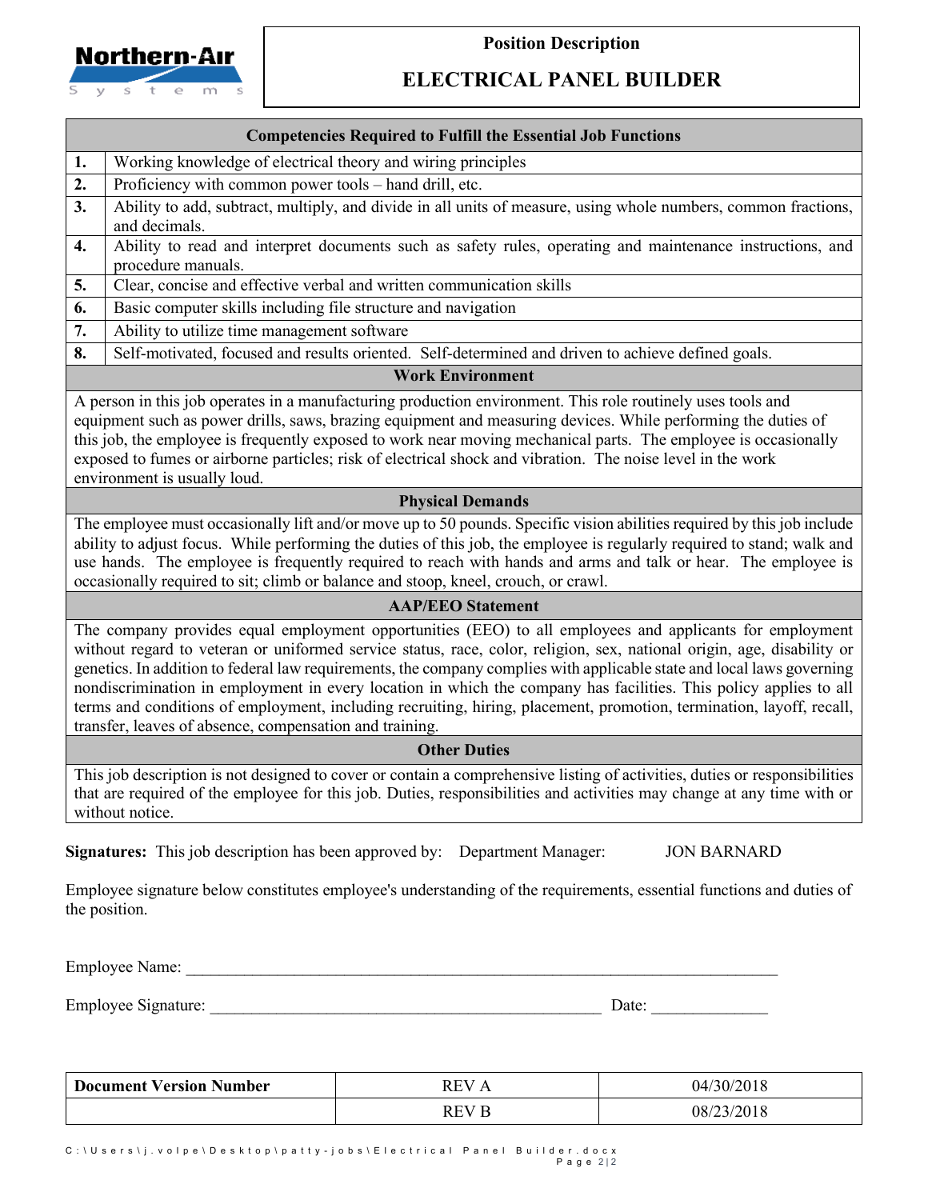Northern-Air Systems

**Position Description**

# ELECTRICAL PANEL BUILDER

| Competencies Required to Fulfill the Essential Job Functions | |
|---|---|
| **1.** | Working knowledge of electrical theory and wiring principles |
| **2.** | Proficiency with common power tools – hand drill, etc. |
| **3.** | Ability to add, subtract, multiply, and divide in all units of measure, using whole numbers, common fractions, and decimals. |
| **4.** | Ability to read and interpret documents such as safety rules, operating and maintenance instructions, and procedure manuals. |
| **5.** | Clear, concise and effective verbal and written communication skills |
| **6.** | Basic computer skills including file structure and navigation |
| **7.** | Ability to utilize time management software |
| **8.** | Self-motivated, focused and results oriented. Self-determined and driven to achieve defined goals. |

## Work Environment

A person in this job operates in a manufacturing production environment. This role routinely uses tools and equipment such as power drills, saws, brazing equipment and measuring devices. While performing the duties of this job, the employee is frequently exposed to work near moving mechanical parts. The employee is occasionally exposed to fumes or airborne particles; risk of electrical shock and vibration. The noise level in the work environment is usually loud.

## Physical Demands

The employee must occasionally lift and/or move up to 50 pounds. Specific vision abilities required by this job include ability to adjust focus. While performing the duties of this job, the employee is regularly required to stand; walk and use hands. The employee is frequently required to reach with hands and arms and talk or hear. The employee is occasionally required to sit; climb or balance and stoop, kneel, crouch, or crawl.

## AAP/EEO Statement

The company provides equal employment opportunities (EEO) to all employees and applicants for employment without regard to veteran or uniformed service status, race, color, religion, sex, national origin, age, disability or genetics. In addition to federal law requirements, the company complies with applicable state and local laws governing nondiscrimination in employment in every location in which the company has facilities. This policy applies to all terms and conditions of employment, including recruiting, hiring, placement, promotion, termination, layoff, recall, transfer, leaves of absence, compensation and training.

## Other Duties

This job description is not designed to cover or contain a comprehensive listing of activities, duties or responsibilities that are required of the employee for this job. Duties, responsibilities and activities may change at any time with or without notice.

**Signatures:** This job description has been approved by: Department Manager: JON BARNARD

Employee signature below constitutes employee's understanding of the requirements, essential functions and duties of the position.

Employee Name: ____________________________________________________________________________

Employee Signature: _________________________________________________ Date: ______________

| **Document Version Number** | REV A | 04/30/2018 |
|---|---|---|
| | REV B | 08/23/2018 |

C:\Users\j.volpe\Desktop\patty-jobs\Electrical Panel Builder.docx